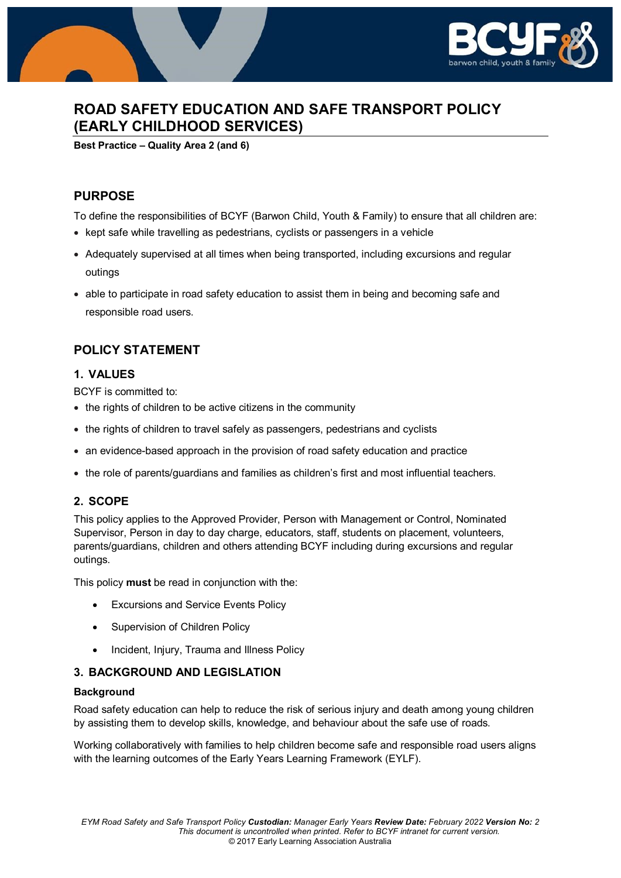# ROAD SAFETY EDUCATION AND SAFE TRANSPORT POLICY (EARLY CHILDHOOD SERVICES)

**Best Practice – Quality Area 2 (and 6)**

## PURPOSE

To define the responsibilities of BCYF (Barwon Child, Youth & Family) to ensure that all children are:

- kept safe while travelling as pedestrians, cyclists or passengers in a vehicle
- Adequately supervised at all times when being transported, including excursions and regular outings
- able to participate in road safety education to assist them in being and becoming safe and responsible road users.

## POLICY STATEMENT

### 1. VALUES

BCYF is committed to:

- the rights of children to be active citizens in the community
- the rights of children to travel safely as passengers, pedestrians and cyclists
- an evidence-based approach in the provision of road safety education and practice
- the role of parents/guardians and families as children's first and most influential teachers.

### 2. SCOPE

This policy applies to the Approved Provider, Person with Management or Control, Nominated Supervisor, Person in day to day charge, educators, staff, students on placement, volunteers, parents/guardians, children and others attending BCYF including during excursions and regular outings.

This policy **must** be read in conjunction with the:

- Excursions and Service Events Policy
- Supervision of Children Policy
- Incident, Injury, Trauma and Illness Policy

### 3. BACKGROUND AND LEGISLATION

**Background**

Road safety education can help to reduce the risk of serious injury and death among young children by assisting them to develop skills, knowledge, and behaviour about the safe use of roads.

Working collaboratively with families to help children become safe and responsible road users aligns with the learning outcomes of the Early Years Learning Framework (EYLF).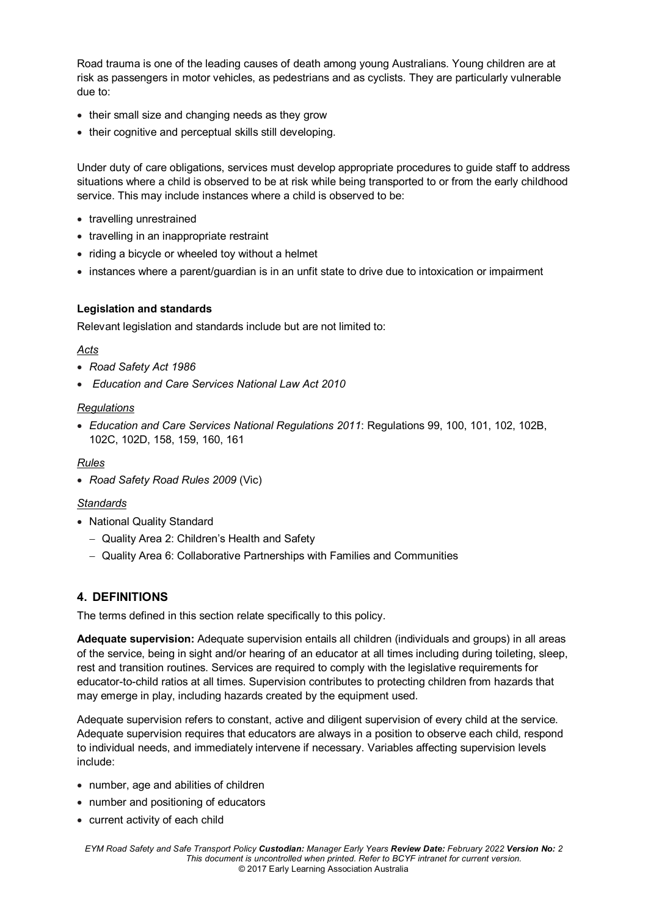Road trauma is one of the leading causes of death among young Australians. Young children are at risk as passengers in motor vehicles, as pedestrians and as cyclists. They are particularly vulnerable due to:

- their small size and changing needs as they grow
- their cognitive and perceptual skills still developing.

Under duty of care obligations, services must develop appropriate procedures to guide staff to address situations where a child is observed to be at risk while being transported to or from the early childhood service. This may include instances where a child is observed to be:

- travelling unrestrained
- travelling in an inappropriate restraint
- riding a bicycle or wheeled toy without a helmet
- instances where a parent/guardian is in an unfit state to drive due to intoxication or impairment

**Legislation and standards**

Relevant legislation and standards include but are not limited to:

*Acts*

- *Road Safety Act 1986*
- *Education and Care Services National Law Act 2010*

*Regulations*

- *Education and Care Services National Regulations 2011*: Regulations 99, 100, 101, 102, 102B, 102C, 102D, 158, 159, 160, 161

*Rules*

- *Road Safety Road Rules 2009* (Vic)

*Standards*

- National Quality Standard
  - Quality Area 2: Children's Health and Safety
  - Quality Area 6: Collaborative Partnerships with Families and Communities

## 4. DEFINITIONS

The terms defined in this section relate specifically to this policy.

**Adequate supervision:** Adequate supervision entails all children (individuals and groups) in all areas of the service, being in sight and/or hearing of an educator at all times including during toileting, sleep, rest and transition routines. Services are required to comply with the legislative requirements for educator-to-child ratios at all times. Supervision contributes to protecting children from hazards that may emerge in play, including hazards created by the equipment used.

Adequate supervision refers to constant, active and diligent supervision of every child at the service. Adequate supervision requires that educators are always in a position to observe each child, respond to individual needs, and immediately intervene if necessary. Variables affecting supervision levels include:

- number, age and abilities of children
- number and positioning of educators
- current activity of each child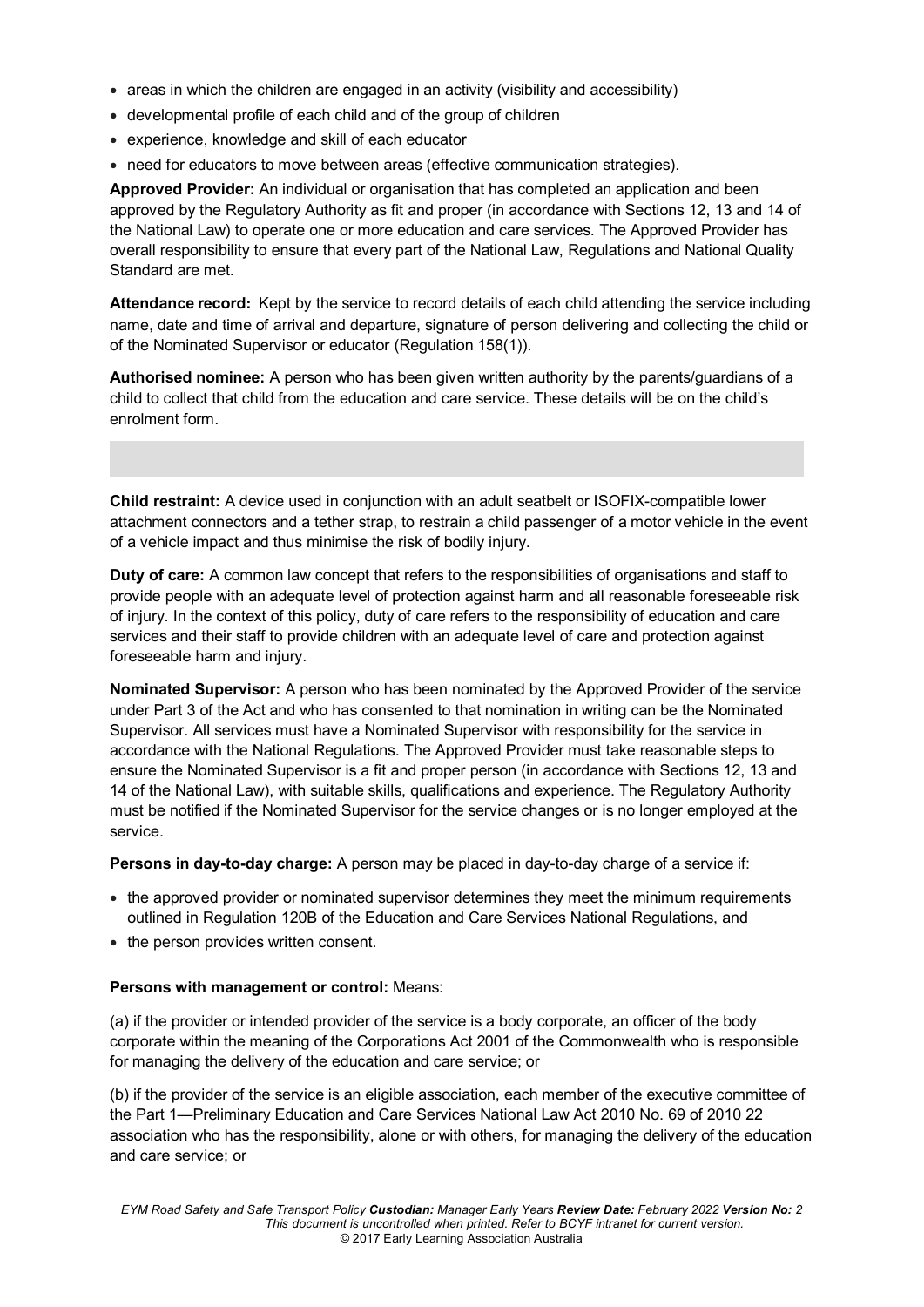- areas in which the children are engaged in an activity (visibility and accessibility)
- developmental profile of each child and of the group of children
- experience, knowledge and skill of each educator
- need for educators to move between areas (effective communication strategies).

**Approved Provider:** An individual or organisation that has completed an application and been approved by the Regulatory Authority as fit and proper (in accordance with Sections 12, 13 and 14 of the National Law) to operate one or more education and care services. The Approved Provider has overall responsibility to ensure that every part of the National Law, Regulations and National Quality Standard are met.

**Attendance record:** Kept by the service to record details of each child attending the service including name, date and time of arrival and departure, signature of person delivering and collecting the child or of the Nominated Supervisor or educator (Regulation 158(1)).

**Authorised nominee:** A person who has been given written authority by the parents/guardians of a child to collect that child from the education and care service. These details will be on the child's enrolment form.

**Child restraint:** A device used in conjunction with an adult seatbelt or ISOFIX-compatible lower attachment connectors and a tether strap, to restrain a child passenger of a motor vehicle in the event of a vehicle impact and thus minimise the risk of bodily injury.

**Duty of care:** A common law concept that refers to the responsibilities of organisations and staff to provide people with an adequate level of protection against harm and all reasonable foreseeable risk of injury. In the context of this policy, duty of care refers to the responsibility of education and care services and their staff to provide children with an adequate level of care and protection against foreseeable harm and injury.

**Nominated Supervisor:** A person who has been nominated by the Approved Provider of the service under Part 3 of the Act and who has consented to that nomination in writing can be the Nominated Supervisor. All services must have a Nominated Supervisor with responsibility for the service in accordance with the National Regulations. The Approved Provider must take reasonable steps to ensure the Nominated Supervisor is a fit and proper person (in accordance with Sections 12, 13 and 14 of the National Law), with suitable skills, qualifications and experience. The Regulatory Authority must be notified if the Nominated Supervisor for the service changes or is no longer employed at the service.

**Persons in day-to-day charge:** A person may be placed in day-to-day charge of a service if:

- the approved provider or nominated supervisor determines they meet the minimum requirements outlined in Regulation 120B of the Education and Care Services National Regulations, and
- the person provides written consent.

**Persons with management or control:** Means:

(a) if the provider or intended provider of the service is a body corporate, an officer of the body corporate within the meaning of the Corporations Act 2001 of the Commonwealth who is responsible for managing the delivery of the education and care service; or

(b) if the provider of the service is an eligible association, each member of the executive committee of the Part 1—Preliminary Education and Care Services National Law Act 2010 No. 69 of 2010 22 association who has the responsibility, alone or with others, for managing the delivery of the education and care service; or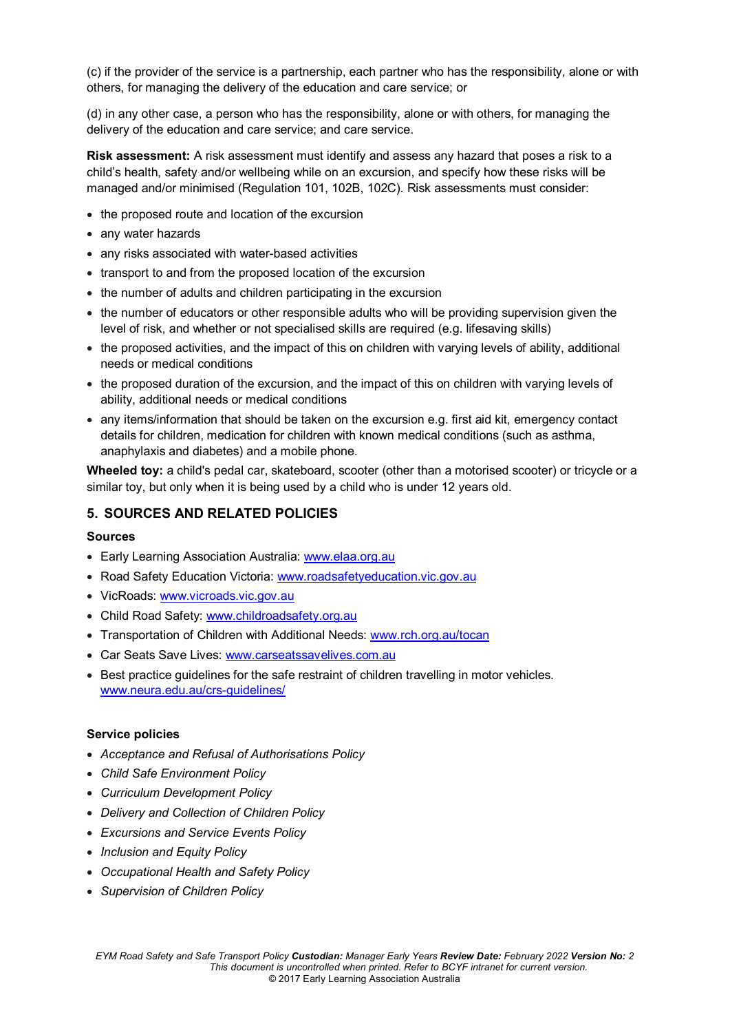(c) if the provider of the service is a partnership, each partner who has the responsibility, alone or with others, for managing the delivery of the education and care service; or

(d) in any other case, a person who has the responsibility, alone or with others, for managing the delivery of the education and care service; and care service.

**Risk assessment:** A risk assessment must identify and assess any hazard that poses a risk to a child's health, safety and/or wellbeing while on an excursion, and specify how these risks will be managed and/or minimised (Regulation 101, 102B, 102C). Risk assessments must consider:

- the proposed route and location of the excursion
- any water hazards
- any risks associated with water-based activities
- transport to and from the proposed location of the excursion
- the number of adults and children participating in the excursion
- the number of educators or other responsible adults who will be providing supervision given the level of risk, and whether or not specialised skills are required (e.g. lifesaving skills)
- the proposed activities, and the impact of this on children with varying levels of ability, additional needs or medical conditions
- the proposed duration of the excursion, and the impact of this on children with varying levels of ability, additional needs or medical conditions
- any items/information that should be taken on the excursion e.g. first aid kit, emergency contact details for children, medication for children with known medical conditions (such as asthma, anaphylaxis and diabetes) and a mobile phone.

**Wheeled toy:** a child's pedal car, skateboard, scooter (other than a motorised scooter) or tricycle or a similar toy, but only when it is being used by a child who is under 12 years old.

## 5. SOURCES AND RELATED POLICIES

### Sources

- Early Learning Association Australia: www.elaa.org.au
- Road Safety Education Victoria: www.roadsafetyeducation.vic.gov.au
- VicRoads: www.vicroads.vic.gov.au
- Child Road Safety: www.childroadsafety.org.au
- Transportation of Children with Additional Needs: www.rch.org.au/tocan
- Car Seats Save Lives: www.carseatssavelives.com.au
- Best practice guidelines for the safe restraint of children travelling in motor vehicles. www.neura.edu.au/crs-guidelines/

### Service policies

- *Acceptance and Refusal of Authorisations Policy*
- *Child Safe Environment Policy*
- *Curriculum Development Policy*
- *Delivery and Collection of Children Policy*
- *Excursions and Service Events Policy*
- *Inclusion and Equity Policy*
- *Occupational Health and Safety Policy*
- *Supervision of Children Policy*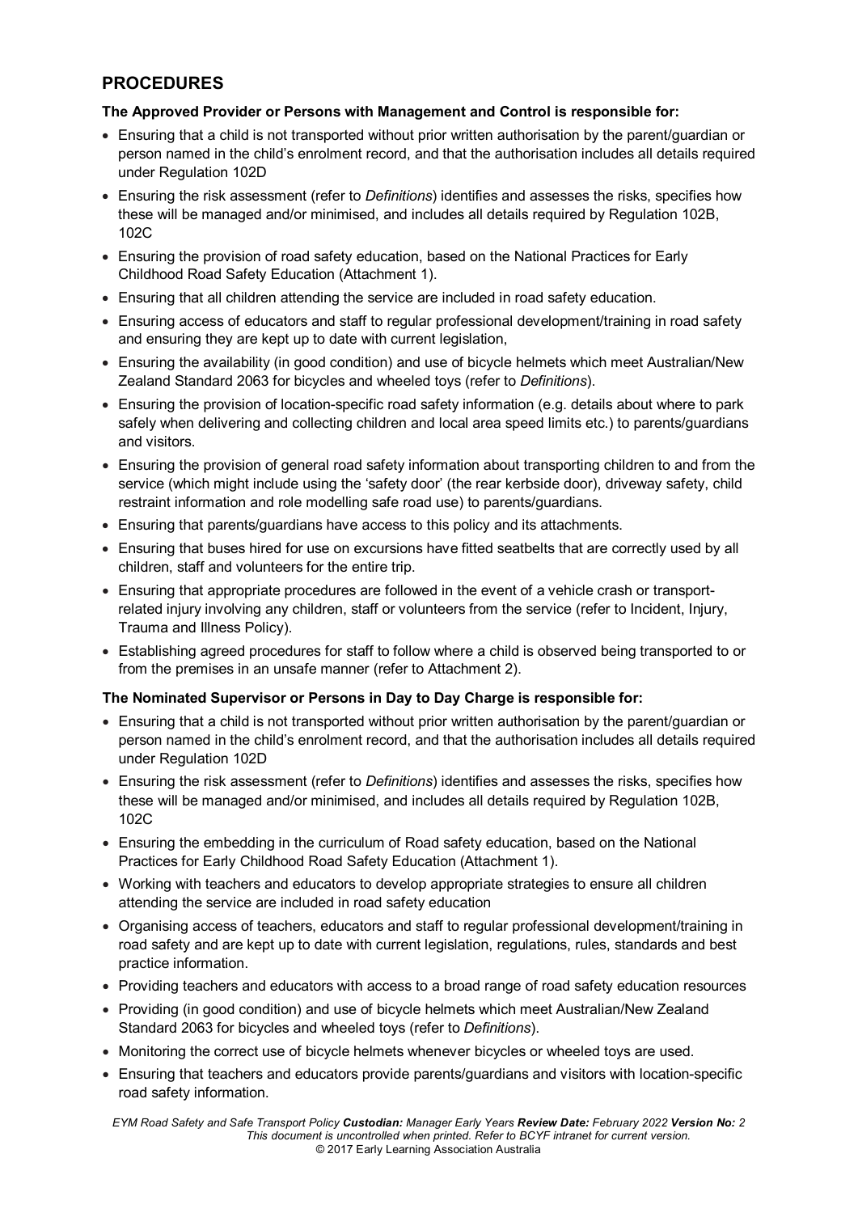## PROCEDURES

**The Approved Provider or Persons with Management and Control is responsible for:**

- Ensuring that a child is not transported without prior written authorisation by the parent/guardian or person named in the child's enrolment record, and that the authorisation includes all details required under Regulation 102D
- Ensuring the risk assessment (refer to *Definitions*) identifies and assesses the risks, specifies how these will be managed and/or minimised, and includes all details required by Regulation 102B, 102C
- Ensuring the provision of road safety education, based on the National Practices for Early Childhood Road Safety Education (Attachment 1).
- Ensuring that all children attending the service are included in road safety education.
- Ensuring access of educators and staff to regular professional development/training in road safety and ensuring they are kept up to date with current legislation,
- Ensuring the availability (in good condition) and use of bicycle helmets which meet Australian/New Zealand Standard 2063 for bicycles and wheeled toys (refer to *Definitions*).
- Ensuring the provision of location-specific road safety information (e.g. details about where to park safely when delivering and collecting children and local area speed limits etc.) to parents/guardians and visitors.
- Ensuring the provision of general road safety information about transporting children to and from the service (which might include using the 'safety door' (the rear kerbside door), driveway safety, child restraint information and role modelling safe road use) to parents/guardians.
- Ensuring that parents/guardians have access to this policy and its attachments.
- Ensuring that buses hired for use on excursions have fitted seatbelts that are correctly used by all children, staff and volunteers for the entire trip.
- Ensuring that appropriate procedures are followed in the event of a vehicle crash or transport-related injury involving any children, staff or volunteers from the service (refer to Incident, Injury, Trauma and Illness Policy).
- Establishing agreed procedures for staff to follow where a child is observed being transported to or from the premises in an unsafe manner (refer to Attachment 2).

**The Nominated Supervisor or Persons in Day to Day Charge is responsible for:**

- Ensuring that a child is not transported without prior written authorisation by the parent/guardian or person named in the child's enrolment record, and that the authorisation includes all details required under Regulation 102D
- Ensuring the risk assessment (refer to *Definitions*) identifies and assesses the risks, specifies how these will be managed and/or minimised, and includes all details required by Regulation 102B, 102C
- Ensuring the embedding in the curriculum of Road safety education, based on the National Practices for Early Childhood Road Safety Education (Attachment 1).
- Working with teachers and educators to develop appropriate strategies to ensure all children attending the service are included in road safety education
- Organising access of teachers, educators and staff to regular professional development/training in road safety and are kept up to date with current legislation, regulations, rules, standards and best practice information.
- Providing teachers and educators with access to a broad range of road safety education resources
- Providing (in good condition) and use of bicycle helmets which meet Australian/New Zealand Standard 2063 for bicycles and wheeled toys (refer to *Definitions*).
- Monitoring the correct use of bicycle helmets whenever bicycles or wheeled toys are used.
- Ensuring that teachers and educators provide parents/guardians and visitors with location-specific road safety information.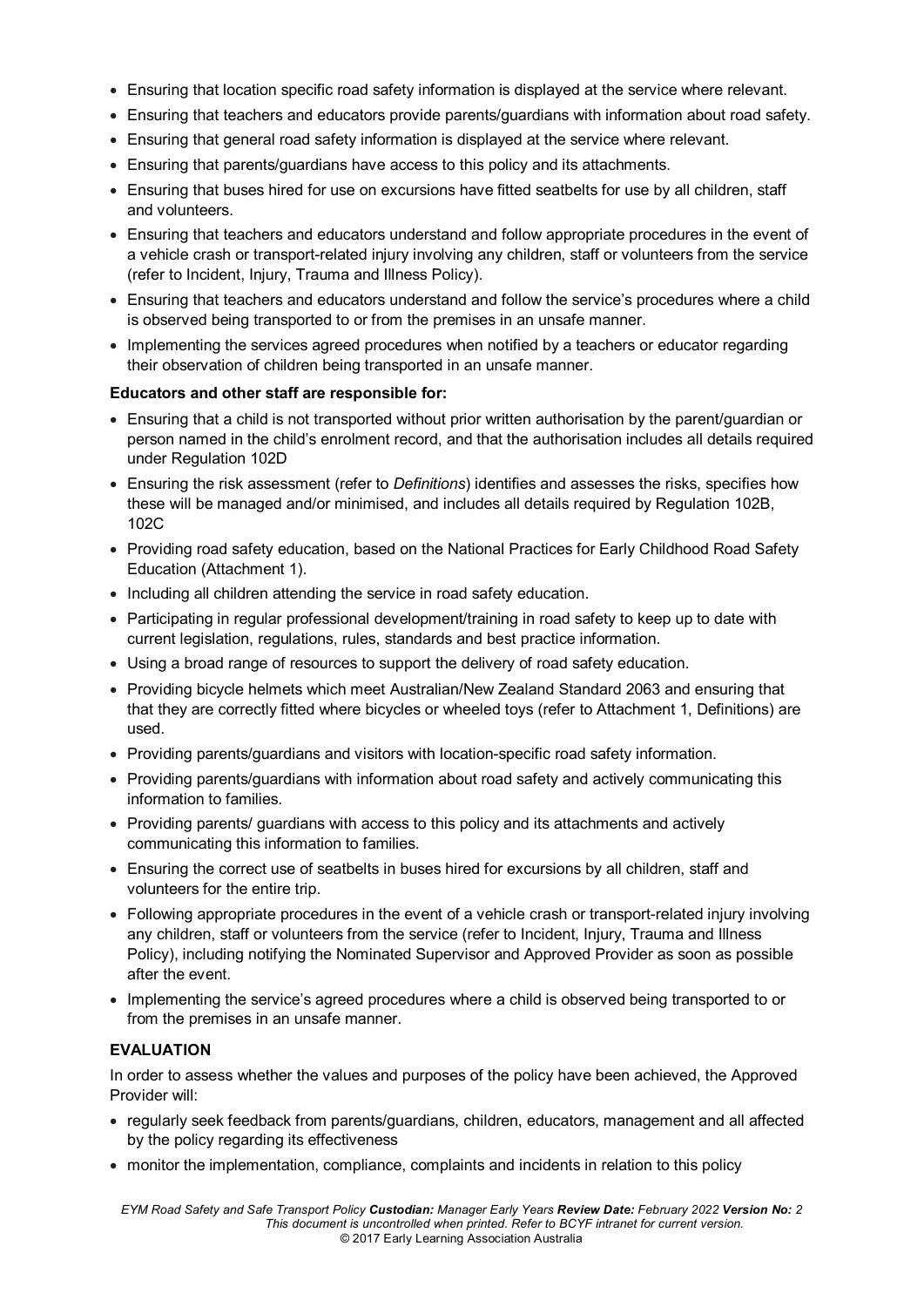- Ensuring that location specific road safety information is displayed at the service where relevant.
- Ensuring that teachers and educators provide parents/guardians with information about road safety.
- Ensuring that general road safety information is displayed at the service where relevant.
- Ensuring that parents/guardians have access to this policy and its attachments.
- Ensuring that buses hired for use on excursions have fitted seatbelts for use by all children, staff and volunteers.
- Ensuring that teachers and educators understand and follow appropriate procedures in the event of a vehicle crash or transport-related injury involving any children, staff or volunteers from the service (refer to Incident, Injury, Trauma and Illness Policy).
- Ensuring that teachers and educators understand and follow the service's procedures where a child is observed being transported to or from the premises in an unsafe manner.
- Implementing the services agreed procedures when notified by a teachers or educator regarding their observation of children being transported in an unsafe manner.

**Educators and other staff are responsible for:**

- Ensuring that a child is not transported without prior written authorisation by the parent/guardian or person named in the child's enrolment record, and that the authorisation includes all details required under Regulation 102D
- Ensuring the risk assessment (refer to *Definitions*) identifies and assesses the risks, specifies how these will be managed and/or minimised, and includes all details required by Regulation 102B, 102C
- Providing road safety education, based on the National Practices for Early Childhood Road Safety Education (Attachment 1).
- Including all children attending the service in road safety education.
- Participating in regular professional development/training in road safety to keep up to date with current legislation, regulations, rules, standards and best practice information.
- Using a broad range of resources to support the delivery of road safety education.
- Providing bicycle helmets which meet Australian/New Zealand Standard 2063 and ensuring that that they are correctly fitted where bicycles or wheeled toys (refer to Attachment 1, Definitions) are used.
- Providing parents/guardians and visitors with location-specific road safety information.
- Providing parents/guardians with information about road safety and actively communicating this information to families.
- Providing parents/ guardians with access to this policy and its attachments and actively communicating this information to families.
- Ensuring the correct use of seatbelts in buses hired for excursions by all children, staff and volunteers for the entire trip.
- Following appropriate procedures in the event of a vehicle crash or transport-related injury involving any children, staff or volunteers from the service (refer to Incident, Injury, Trauma and Illness Policy), including notifying the Nominated Supervisor and Approved Provider as soon as possible after the event.
- Implementing the service's agreed procedures where a child is observed being transported to or from the premises in an unsafe manner.

**EVALUATION**

In order to assess whether the values and purposes of the policy have been achieved, the Approved Provider will:

- regularly seek feedback from parents/guardians, children, educators, management and all affected by the policy regarding its effectiveness
- monitor the implementation, compliance, complaints and incidents in relation to this policy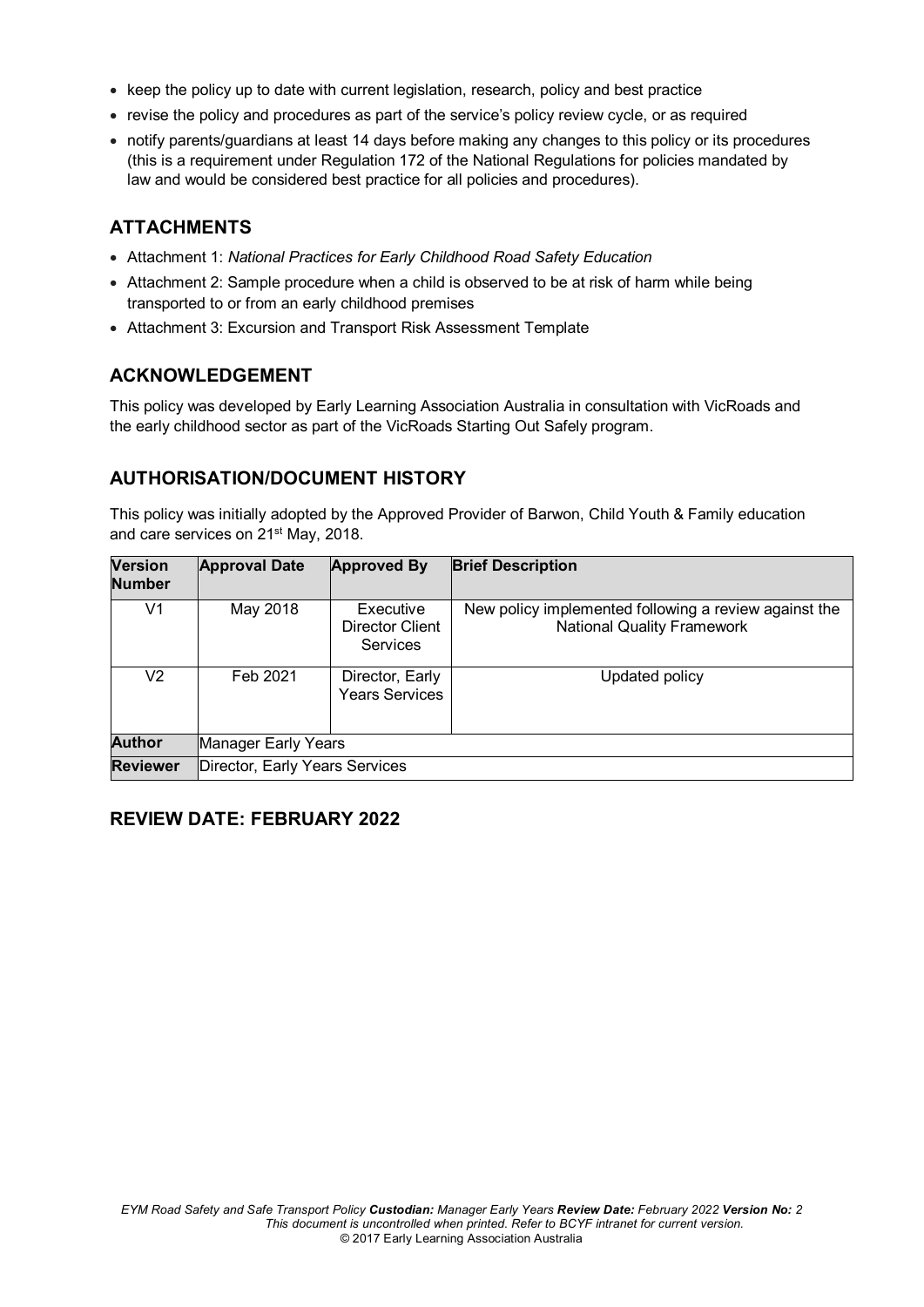- keep the policy up to date with current legislation, research, policy and best practice
- revise the policy and procedures as part of the service's policy review cycle, or as required
- notify parents/guardians at least 14 days before making any changes to this policy or its procedures (this is a requirement under Regulation 172 of the National Regulations for policies mandated by law and would be considered best practice for all policies and procedures).

## ATTACHMENTS

- Attachment 1: *National Practices for Early Childhood Road Safety Education*
- Attachment 2: Sample procedure when a child is observed to be at risk of harm while being transported to or from an early childhood premises
- Attachment 3: Excursion and Transport Risk Assessment Template

## ACKNOWLEDGEMENT

This policy was developed by Early Learning Association Australia in consultation with VicRoads and the early childhood sector as part of the VicRoads Starting Out Safely program.

## AUTHORISATION/DOCUMENT HISTORY

This policy was initially adopted by the Approved Provider of Barwon, Child Youth & Family education and care services on 21st May, 2018.

| Version Number | Approval Date | Approved By | Brief Description |
|---|---|---|---|
| V1 | May 2018 | Executive Director Client Services | New policy implemented following a review against the National Quality Framework |
| V2 | Feb 2021 | Director, Early Years Services | Updated policy |
| **Author** | Manager Early Years | | |
| **Reviewer** | Director, Early Years Services | | |

## REVIEW DATE: FEBRUARY 2022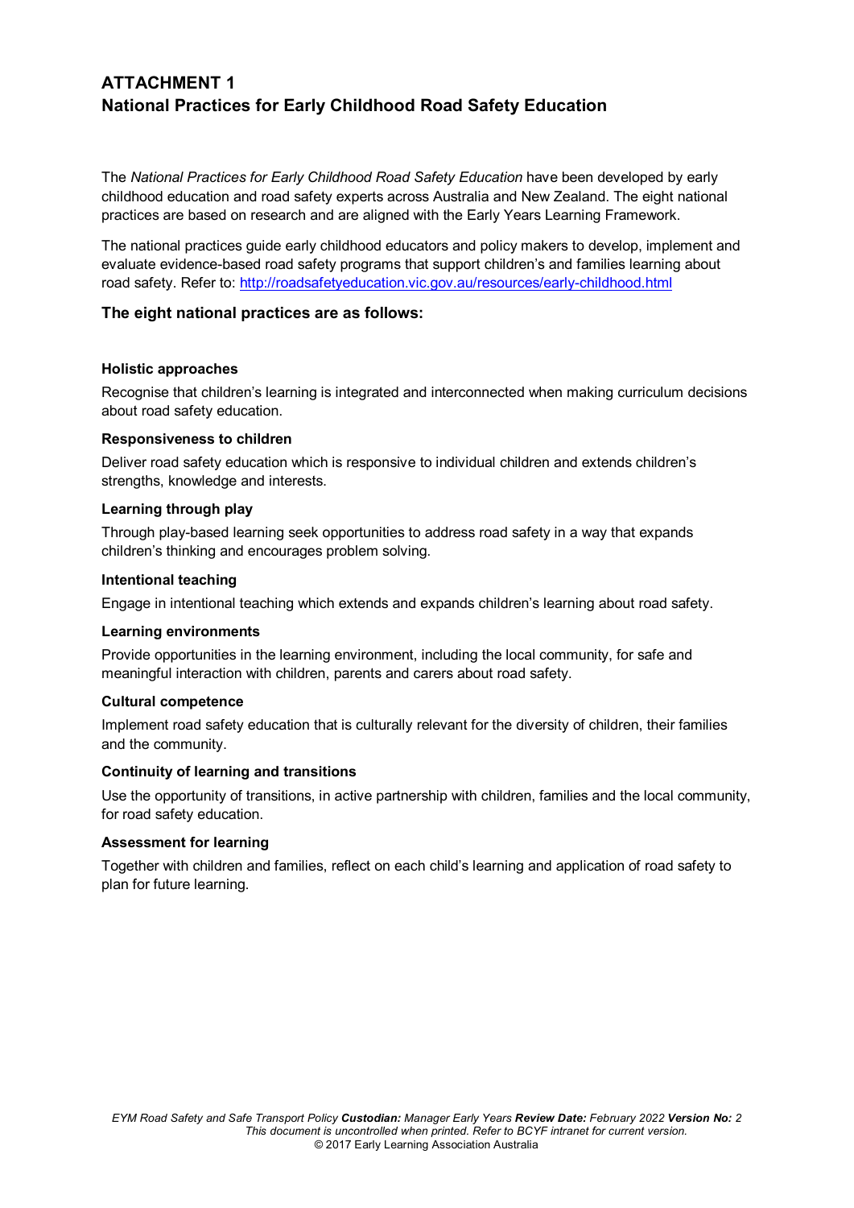# ATTACHMENT 1
# National Practices for Early Childhood Road Safety Education

The *National Practices for Early Childhood Road Safety Education* have been developed by early childhood education and road safety experts across Australia and New Zealand. The eight national practices are based on research and are aligned with the Early Years Learning Framework.

The national practices guide early childhood educators and policy makers to develop, implement and evaluate evidence-based road safety programs that support children's and families learning about road safety. Refer to: [http://roadsafetyeducation.vic.gov.au/resources/early-childhood.html](http://roadsafetyeducation.vic.gov.au/resources/early-childhood.html)

## The eight national practices are as follows:

**Holistic approaches**

Recognise that children's learning is integrated and interconnected when making curriculum decisions about road safety education.

**Responsiveness to children**

Deliver road safety education which is responsive to individual children and extends children's strengths, knowledge and interests.

**Learning through play**

Through play-based learning seek opportunities to address road safety in a way that expands children's thinking and encourages problem solving.

**Intentional teaching**

Engage in intentional teaching which extends and expands children's learning about road safety.

**Learning environments**

Provide opportunities in the learning environment, including the local community, for safe and meaningful interaction with children, parents and carers about road safety.

**Cultural competence**

Implement road safety education that is culturally relevant for the diversity of children, their families and the community.

**Continuity of learning and transitions**

Use the opportunity of transitions, in active partnership with children, families and the local community, for road safety education.

**Assessment for learning**

Together with children and families, reflect on each child's learning and application of road safety to plan for future learning.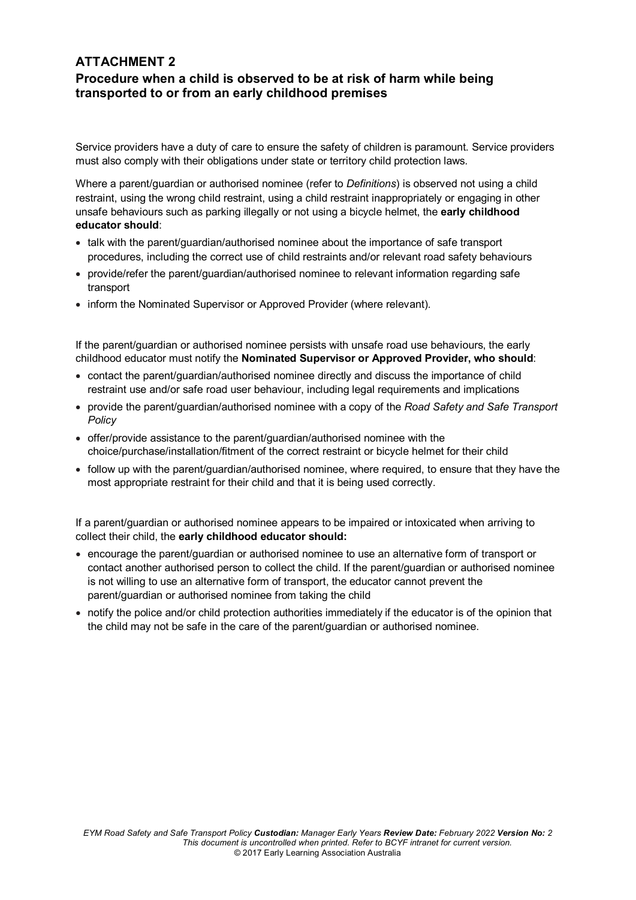## ATTACHMENT 2

### Procedure when a child is observed to be at risk of harm while being transported to or from an early childhood premises

Service providers have a duty of care to ensure the safety of children is paramount. Service providers must also comply with their obligations under state or territory child protection laws.

Where a parent/guardian or authorised nominee (refer to *Definitions*) is observed not using a child restraint, using the wrong child restraint, using a child restraint inappropriately or engaging in other unsafe behaviours such as parking illegally or not using a bicycle helmet, the **early childhood educator should**:

- talk with the parent/guardian/authorised nominee about the importance of safe transport procedures, including the correct use of child restraints and/or relevant road safety behaviours
- provide/refer the parent/guardian/authorised nominee to relevant information regarding safe transport
- inform the Nominated Supervisor or Approved Provider (where relevant).

If the parent/guardian or authorised nominee persists with unsafe road use behaviours, the early childhood educator must notify the **Nominated Supervisor or Approved Provider, who should**:

- contact the parent/guardian/authorised nominee directly and discuss the importance of child restraint use and/or safe road user behaviour, including legal requirements and implications
- provide the parent/guardian/authorised nominee with a copy of the *Road Safety and Safe Transport Policy*
- offer/provide assistance to the parent/guardian/authorised nominee with the choice/purchase/installation/fitment of the correct restraint or bicycle helmet for their child
- follow up with the parent/guardian/authorised nominee, where required, to ensure that they have the most appropriate restraint for their child and that it is being used correctly.

If a parent/guardian or authorised nominee appears to be impaired or intoxicated when arriving to collect their child, the **early childhood educator should:**

- encourage the parent/guardian or authorised nominee to use an alternative form of transport or contact another authorised person to collect the child. If the parent/guardian or authorised nominee is not willing to use an alternative form of transport, the educator cannot prevent the parent/guardian or authorised nominee from taking the child
- notify the police and/or child protection authorities immediately if the educator is of the opinion that the child may not be safe in the care of the parent/guardian or authorised nominee.